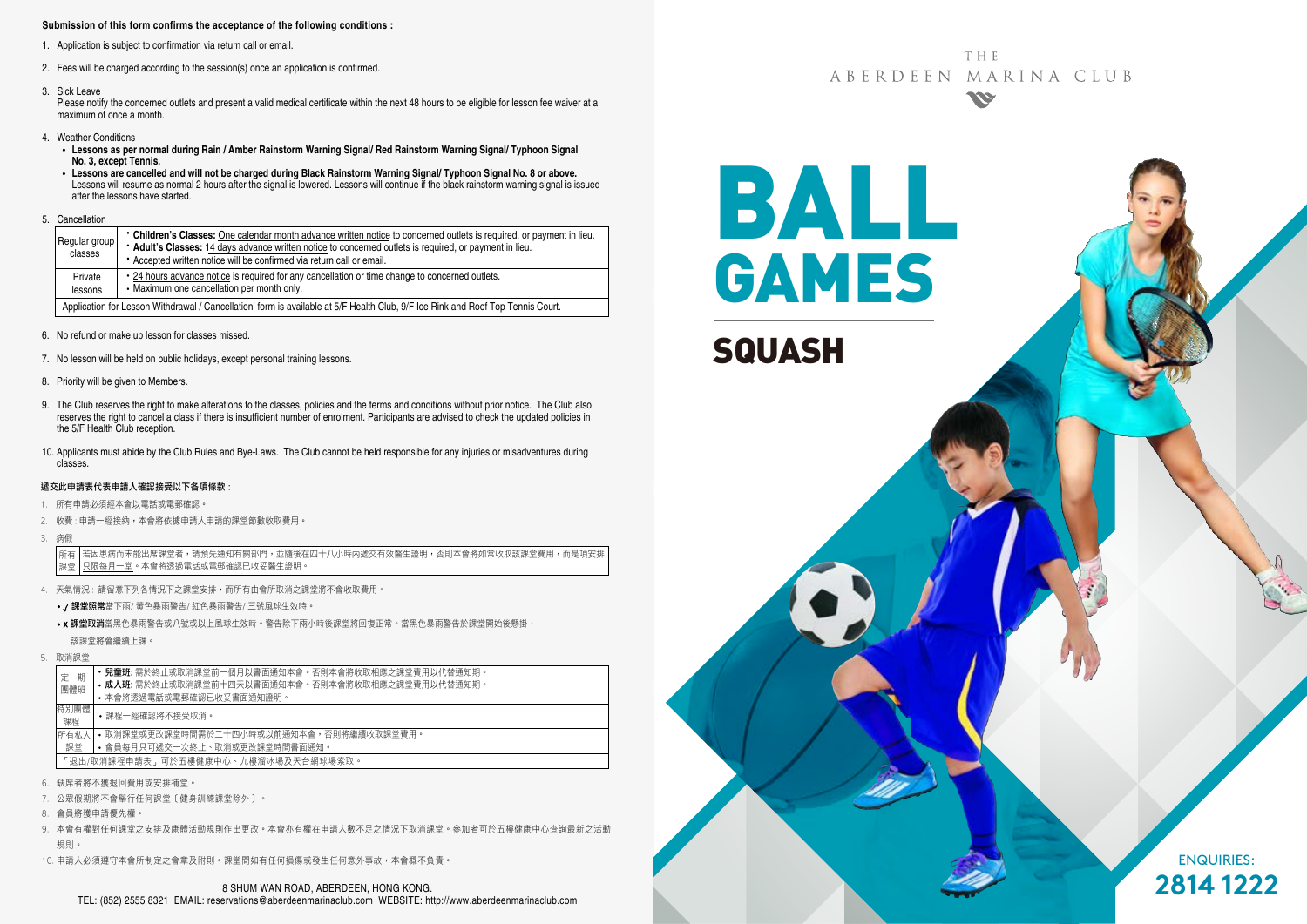**Submission of this form confirms the acceptance of the following conditions :**

1. Application is subject to confirmation via return call or email.
2. Fees will be charged according to the session(s) once an application is confirmed.
3. Sick Leave
   Please notify the concerned outlets and present a valid medical certificate within the next 48 hours to be eligible for lesson fee waiver at a maximum of once a month.
4. Weather Conditions
   - **Lessons as per normal during Rain / Amber Rainstorm Warning Signal/ Red Rainstorm Warning Signal/ Typhoon Signal No. 3, except Tennis.**
   - **Lessons are cancelled and will not be charged during Black Rainstorm Warning Signal/ Typhoon Signal No. 8 or above.** Lessons will resume as normal 2 hours after the signal is lowered. Lessons will continue if the black rainstorm warning signal is issued after the lessons have started.
5. Cancellation

| | |
|---|---|
| Regular group classes | • **Children's Classes:** One calendar month advance written notice to concerned outlets is required, or payment in lieu.<br>• **Adult's Classes:** 14 days advance written notice to concerned outlets is required, or payment in lieu.<br>• Accepted written notice will be confirmed via return call or email. |
| Private lessons | • 24 hours advance notice is required for any cancellation or time change to concerned outlets.<br>• Maximum one cancellation per month only. |
| Application for Lesson Withdrawal / Cancellation' form is available at 5/F Health Club, 9/F Ice Rink and Roof Top Tennis Court. | |

6. No refund or make up lesson for classes missed.
7. No lesson will be held on public holidays, except personal training lessons.
8. Priority will be given to Members.
9. The Club reserves the right to make alterations to the classes, policies and the terms and conditions without prior notice. The Club also reserves the right to cancel a class if there is insufficient number of enrolment. Participants are advised to check the updated policies in the 5/F Health Club reception.
10. Applicants must abide by the Club Rules and Bye-Laws. The Club cannot be held responsible for any injuries or misadventures during classes.

**遞交此申請表代表申請人確認接受以下各項條款：**

1. 所有申請必須經本會以電話或電郵確認。
2. 收費：申請一經接納，本會將依據申請人申請的課堂節數收取費用。
3. 病假

| | |
|---|---|
| 所有課堂 | 若因患病而未能出席課堂者，請預先通知有關部門，並隨後在四十八小時內遞交有效醫生證明，否則本會將如常收取該課堂費用，而是項安排只限每月一堂。本會將透過電話或電郵確認已收妥醫生證明。 |

4. 天氣情況：請留意下列各情況下之課堂安排，而所有由會所取消之課堂將不會收取費用。
   - ✓ **課堂照常**當下雨/ 黃色暴雨警告/ 紅色暴雨警告/ 三號風球生效時。
   - x **課堂取消**當黑色暴雨警告或八號或以上風球生效時。警告除下兩小時後課堂將回復正常。當黑色暴雨警告於課堂開始後懸掛，該課堂將會繼續上課。
5. 取消課堂

| | |
|---|---|
| 定期團體班 | • **兒童班:** 需於終止或取消課堂前一個月以書面通知本會。否則本會將收取相應之課堂費用以代替通知期。<br>• **成人班:** 需於終止或取消課堂前十四天以書面通知本會。否則本會將收取相應之課堂費用以代替通知期。<br>• 本會將透過電話或電郵確認已收妥書面通知證明。 |
| 特別團體課程 | • 課程一經確認將不接受取消。 |
| 所有私人課堂 | • 取消課堂或更改課堂時間需於二十四小時或以前通知本會，否則將繼續收取課堂費用。<br>• 會員每月只可遞交一次終止、取消或更改課堂時間書面通知。 |
| 「退出/取消課程申請表」可於五樓健康中心、九樓溜冰場及天台網球場索取。 | |

6. 缺席者將不獲退回費用或安排補堂。
7. 公眾假期將不會舉行任何課堂〔健身訓練課堂除外〕。
8. 會員將獲申請優先權。
9. 本會有權對任何課堂之安排及康體活動規則作出更改。本會亦有權在申請人數不足之情況下取消課堂。參加者可於五樓健康中心查詢最新之活動規則。
10. 申請人必須遵守本會所制定之會章及附則。課堂間如有任何損傷或發生任何意外事故，本會概不負責。

8 SHUM WAN ROAD, ABERDEEN, HONG KONG.
TEL: (852) 2555 8321 EMAIL: reservations@aberdeenmarinaclub.com WEBSITE: http://www.aberdeenmarinaclub.com

THE ABERDEEN MARINA CLUB

# BALL GAMES

## SQUASH

ENQUIRIES:
**2814 1222**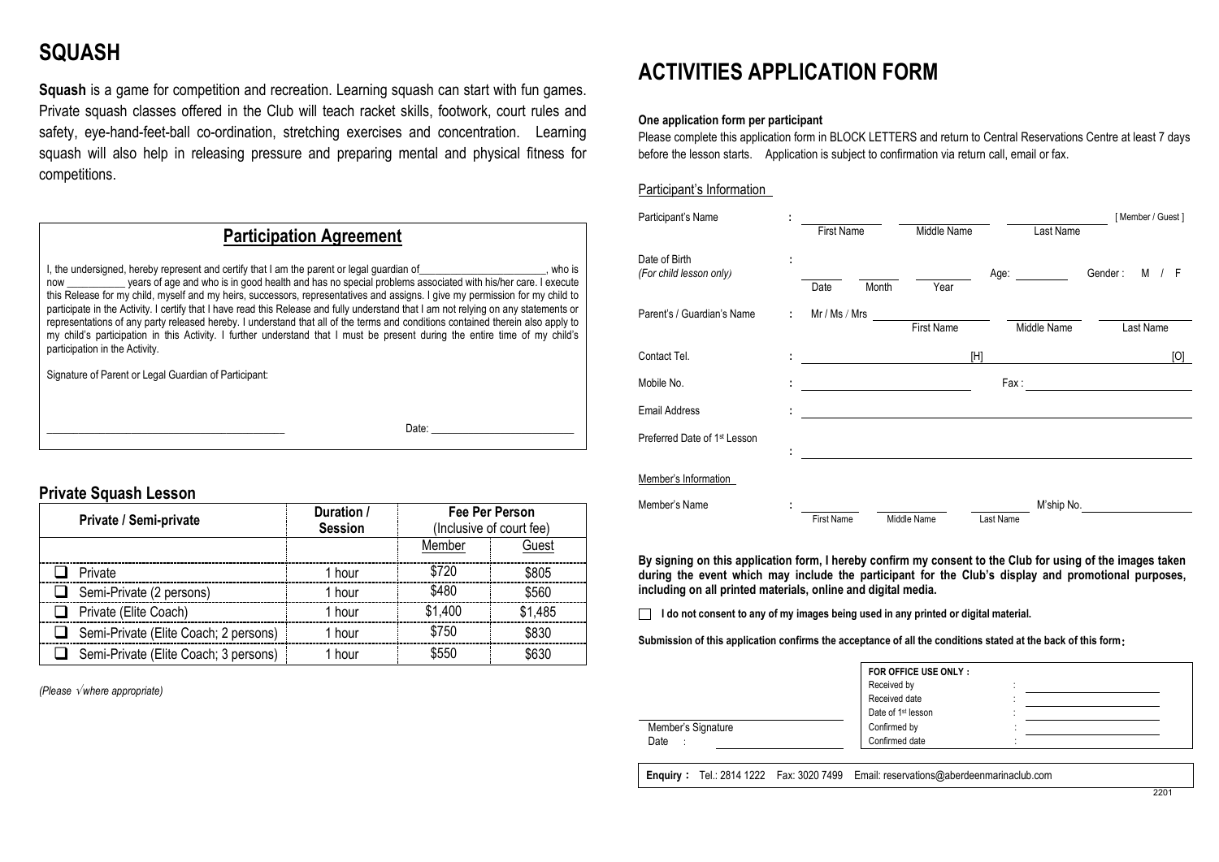# SQUASH

**Squash** is a game for competition and recreation. Learning squash can start with fun games. Private squash classes offered in the Club will teach racket skills, footwork, court rules and safety, eye-hand-feet-ball co-ordination, stretching exercises and concentration. Learning squash will also help in releasing pressure and preparing mental and physical fitness for competitions.

## Participation Agreement

I, the undersigned, hereby represent and certify that I am the parent or legal guardian of________________________, who is now ___________ years of age and who is in good health and has no special problems associated with his/her care. I execute this Release for my child, myself and my heirs, successors, representatives and assigns. I give my permission for my child to participate in the Activity. I certify that I have read this Release and fully understand that I am not relying on any statements or representations of any party released hereby. I understand that all of the terms and conditions contained therein also apply to my child's participation in this Activity. I further understand that I must be present during the entire time of my child's participation in the Activity.

Signature of Parent or Legal Guardian of Participant:

_______________________________________ Date: ___________________________

### Private Squash Lesson

| Private / Semi-private | Duration / Session | Fee Per Person (Inclusive of court fee) | |
|---|---|---|---|
| | | Member | Guest |
| ❑ Private | 1 hour | $720 | $805 |
| ❑ Semi-Private (2 persons) | 1 hour | $480 | $560 |
| ❑ Private (Elite Coach) | 1 hour | $1,400 | $1,485 |
| ❑ Semi-Private (Elite Coach; 2 persons) | 1 hour | $750 | $830 |
| ❑ Semi-Private (Elite Coach; 3 persons) | 1 hour | $550 | $630 |

*(Please √ where appropriate)*

# ACTIVITIES APPLICATION FORM

**One application form per participant**

Please complete this application form in BLOCK LETTERS and return to Central Reservations Centre at least 7 days before the lesson starts. Application is subject to confirmation via return call, email or fax.

Participant's Information

Participant's Name : ____________ ____________ ____________ [ Member / Guest ]
First Name Middle Name Last Name

Date of Birth (For child lesson only) : ______ ______ ______ Age: ________ Gender : M / F
Date Month Year

Parent's / Guardian's Name : Mr / Ms / Mrs ____________ ____________ ____________
First Name Middle Name Last Name

Contact Tel. : ____________________ [H] ____________________ [O]

Mobile No. : ____________________ Fax : ____________________

Email Address : ________________________________________

Preferred Date of 1st Lesson : ________________________________________

Member's Information

Member's Name : ____________ ____________ ____________ M'ship No. ____________
First Name Middle Name Last Name

**By signing on this application form, I hereby confirm my consent to the Club for using of the images taken during the event which may include the participant for the Club's display and promotional purposes, including on all printed materials, online and digital media.**

☐ **I do not consent to any of my images being used in any printed or digital material.**

**Submission of this application confirms the acceptance of all the conditions stated at the back of this form:**

Member's Signature ____________________
Date : ____________________

**FOR OFFICE USE ONLY :**
Received by : ____________________
Received date : ____________________
Date of 1st lesson : ____________________
Confirmed by : ____________________
Confirmed date : ____________________

**Enquiry :** Tel.: 2814 1222 Fax: 3020 7499 Email: reservations@aberdeenmarinaclub.com

2201